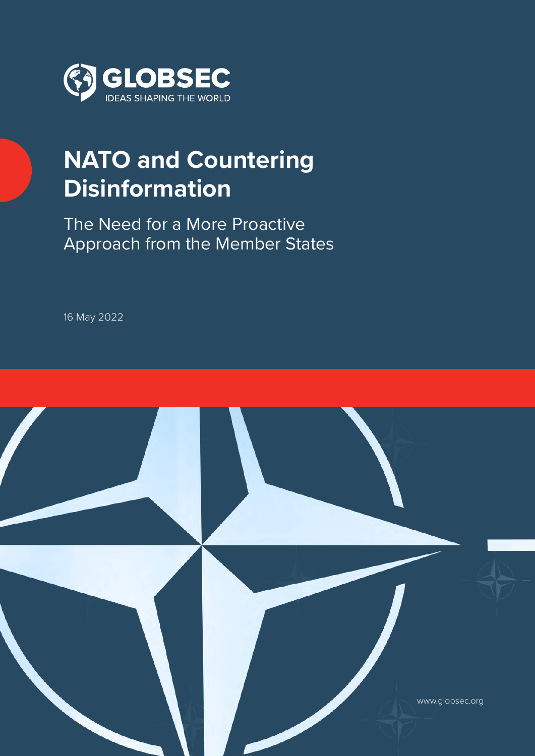GLOBSEC

IDEAS SHAPING THE WORLD

# NATO and Countering Disinformation

## The Need for a More Proactive Approach from the Member States

16 May 2022

www.globsec.org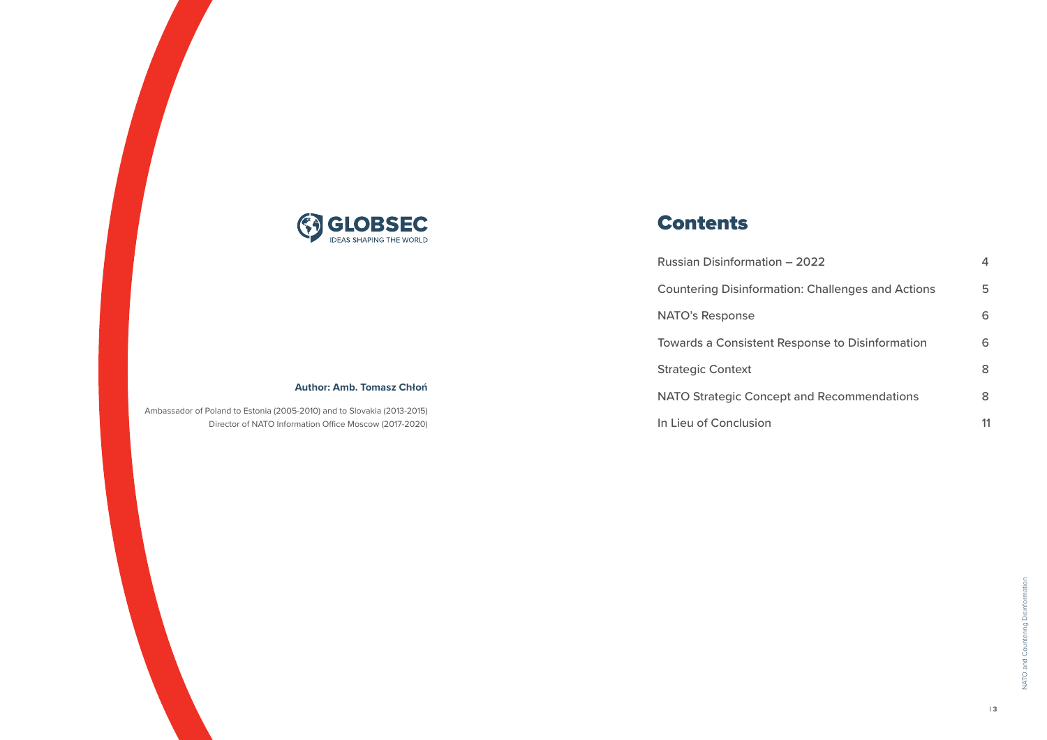GLOBSEC
IDEAS SHAPING THE WORLD

**Author: Amb. Tomasz Chłoń**

Ambassador of Poland to Estonia (2005-2010) and to Slovakia (2013-2015)
Director of NATO Information Office Moscow (2017-2020)

# Contents

| | |
|---|---|
| Russian Disinformation – 2022 | 4 |
| Countering Disinformation: Challenges and Actions | 5 |
| NATO's Response | 6 |
| Towards a Consistent Response to Disinformation | 6 |
| Strategic Context | 8 |
| NATO Strategic Concept and Recommendations | 8 |
| In Lieu of Conclusion | 11 |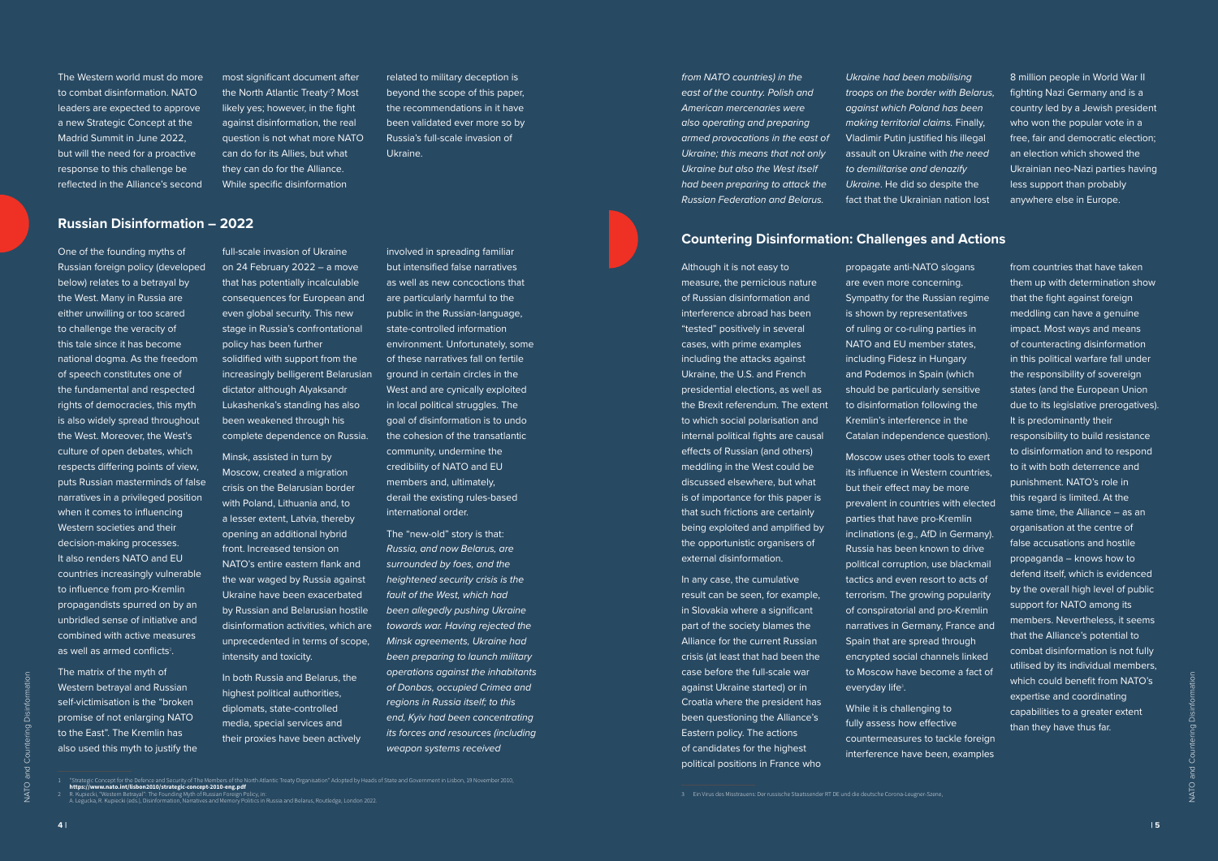The Western world must do more to combat disinformation. NATO leaders are expected to approve a new Strategic Concept at the Madrid Summit in June 2022, but will the need for a proactive response to this challenge be reflected in the Alliance's second most significant document after the North Atlantic Treaty[1]? Most likely yes; however, in the fight against disinformation, the real question is not what more NATO can do for its Allies, but what they can do for the Alliance. While specific disinformation related to military deception is beyond the scope of this paper, the recommendations in it have been validated ever more so by Russia's full-scale invasion of Ukraine.

## Russian Disinformation – 2022

One of the founding myths of Russian foreign policy (developed below) relates to a betrayal by the West. Many in Russia are either unwilling or too scared to challenge the veracity of this tale since it has become national dogma. As the freedom of speech constitutes one of the fundamental and respected rights of democracies, this myth is also widely spread throughout the West. Moreover, the West's culture of open debates, which respects differing points of view, puts Russian masterminds of false narratives in a privileged position when it comes to influencing Western societies and their decision-making processes. It also renders NATO and EU countries increasingly vulnerable to influence from pro-Kremlin propagandists spurred on by an unbridled sense of initiative and combined with active measures as well as armed conflicts[2].

The matrix of the myth of Western betrayal and Russian self-victimisation is the "broken promise of not enlarging NATO to the East". The Kremlin has also used this myth to justify the full-scale invasion of Ukraine on 24 February 2022 – a move that has potentially incalculable consequences for European and even global security. This new stage in Russia's confrontational policy has been further solidified with support from the increasingly belligerent Belarusian dictator although Alyaksandr Lukashenka's standing has also been weakened through his complete dependence on Russia.

Minsk, assisted in turn by Moscow, created a migration crisis on the Belarusian border with Poland, Lithuania and, to a lesser extent, Latvia, thereby opening an additional hybrid front. Increased tension on NATO's entire eastern flank and the war waged by Russia against Ukraine have been exacerbated by Russian and Belarusian hostile disinformation activities, which are unprecedented in terms of scope, intensity and toxicity.

In both Russia and Belarus, the highest political authorities, diplomats, state-controlled media, special services and their proxies have been actively involved in spreading familiar but intensified false narratives as well as new concoctions that are particularly harmful to the public in the Russian-language, state-controlled information environment. Unfortunately, some of these narratives fall on fertile ground in certain circles in the West and are cynically exploited in local political struggles. The goal of disinformation is to undo the cohesion of the transatlantic community, undermine the credibility of NATO and EU members and, ultimately, derail the existing rules-based international order.

The "new-old" story is that: *Russia, and now Belarus, are surrounded by foes, and the heightened security crisis is the fault of the West, which had been allegedly pushing Ukraine towards war. Having rejected the Minsk agreements, Ukraine had been preparing to launch military operations against the inhabitants of Donbas, occupied Crimea and regions in Russia itself; to this end, Kyiv had been concentrating its forces and resources (including weapon systems received from NATO countries) in the east of the country. Polish and American mercenaries were also operating and preparing armed provocations in the east of Ukraine; this means that not only Ukraine but also the West itself had been preparing to attack the Russian Federation and Belarus. Ukraine had been mobilising troops on the border with Belarus, against which Poland has been making territorial claims.* Finally, Vladimir Putin justified his illegal assault on Ukraine with *the need to demilitarise and denazify Ukraine*. He did so despite the fact that the Ukrainian nation lost 8 million people in World War II fighting Nazi Germany and is a country led by a Jewish president who won the popular vote in a free, fair and democratic election; an election which showed the Ukrainian neo-Nazi parties having less support than probably anywhere else in Europe.

## Countering Disinformation: Challenges and Actions

Although it is not easy to measure, the pernicious nature of Russian disinformation and interference abroad has been "tested" positively in several cases, with prime examples including the attacks against Ukraine, the U.S. and French presidential elections, as well as the Brexit referendum. The extent to which social polarisation and internal political fights are causal effects of Russian (and others) meddling in the West could be discussed elsewhere, but what is of importance for this paper is that such frictions are certainly being exploited and amplified by the opportunistic organisers of external disinformation.

In any case, the cumulative result can be seen, for example, in Slovakia where a significant part of the society blames the Alliance for the current Russian crisis (at least that had been the case before the full-scale war against Ukraine started) or in Croatia where the president has been questioning the Alliance's Eastern policy. The actions of candidates for the highest political positions in France who propagate anti-NATO slogans are even more concerning. Sympathy for the Russian regime is shown by representatives of ruling or co-ruling parties in NATO and EU member states, including Fidesz in Hungary and Podemos in Spain (which should be particularly sensitive to disinformation following the Kremlin's interference in the Catalan independence question).

Moscow uses other tools to exert its influence in Western countries, but their effect may be more prevalent in countries with elected parties that have pro-Kremlin inclinations (e.g., AfD in Germany). Russia has been known to drive political corruption, use blackmail tactics and even resort to acts of terrorism. The growing popularity of conspiratorial and pro-Kremlin narratives in Germany, France and Spain that are spread through encrypted social channels linked to Moscow have become a fact of everyday life[3].

While it is challenging to fully assess how effective countermeasures to tackle foreign interference have been, examples from countries that have taken them up with determination show that the fight against foreign meddling can have a genuine impact. Most ways and means of counteracting disinformation in this political warfare fall under the responsibility of sovereign states (and the European Union due to its legislative prerogatives). It is predominantly their responsibility to build resistance to disinformation and to respond to it with both deterrence and punishment. NATO's role in this regard is limited. At the same time, the Alliance – as an organisation at the centre of false accusations and hostile propaganda – knows how to defend itself, which is evidenced by the overall high level of public support for NATO among its members. Nevertheless, it seems that the Alliance's potential to combat disinformation is not fully utilised by its individual members, which could benefit from NATO's expertise and coordinating capabilities to a greater extent than they have thus far.

---

1 "Strategic Concept for the Defence and Security of The Members of the North Atlantic Treaty Organisation" Adopted by Heads of State and Government in Lisbon, 19 November 2010, **https://www.nato.int/lisbon2010/strategic-concept-2010-eng.pdf**

2 R. Kupiecki, "Western Betrayal". The Founding Myth of Russian Foreign Policy, in: A. Legucka, R. Kupiecki (eds.), Disinformation, Narratives and Memory Politics in Russia and Belarus, Routledge, London 2022.

3 Ein Virus des Misstrauens: Der russische Staatssender RT DE und die deutsche Corona-Leugner-Szene,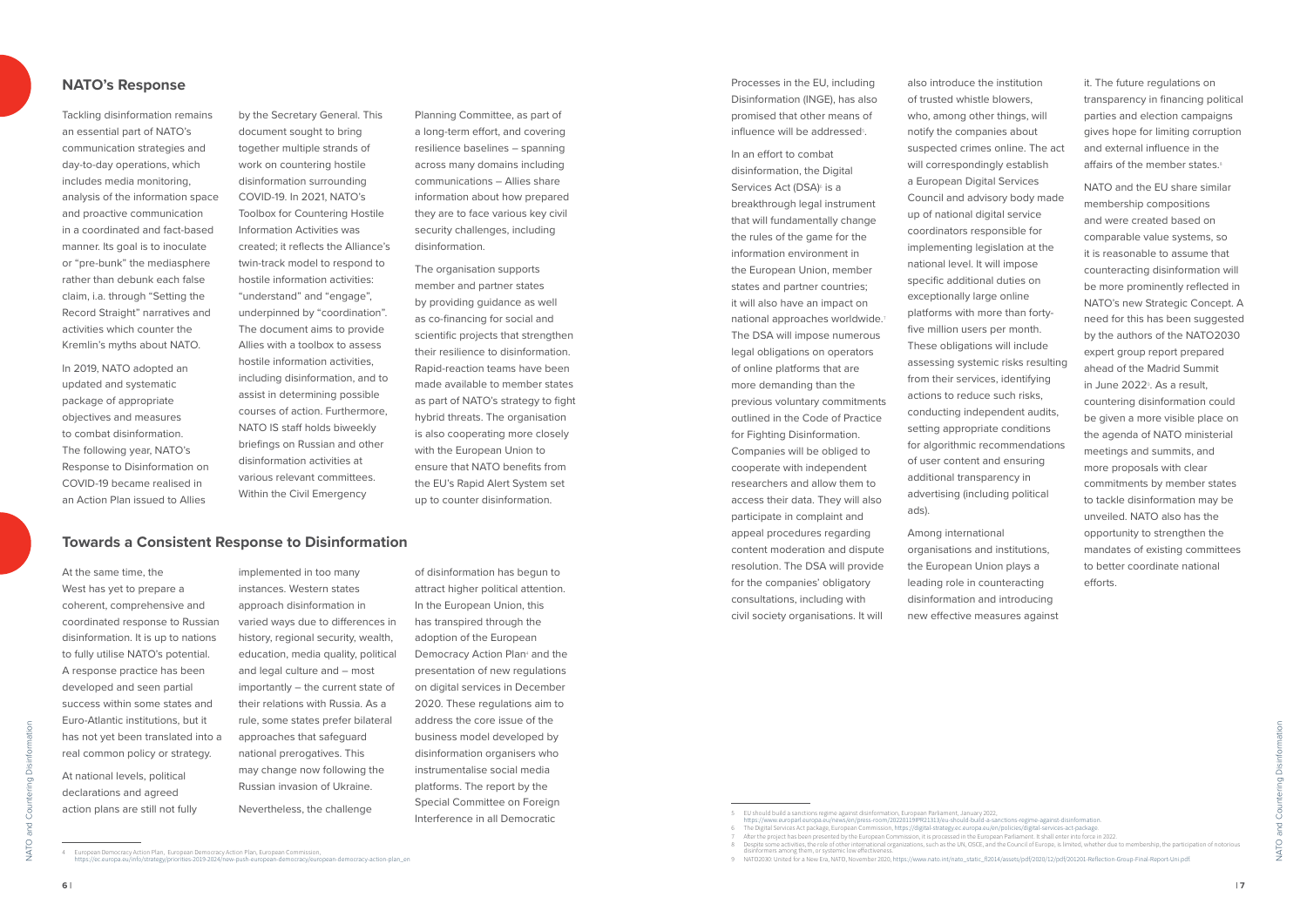## NATO's Response

Tackling disinformation remains an essential part of NATO's communication strategies and day-to-day operations, which includes media monitoring, analysis of the information space and proactive communication in a coordinated and fact-based manner. Its goal is to inoculate or "pre-bunk" the mediasphere rather than debunk each false claim, i.a. through "Setting the Record Straight" narratives and activities which counter the Kremlin's myths about NATO.

In 2019, NATO adopted an updated and systematic package of appropriate objectives and measures to combat disinformation. The following year, NATO's Response to Disinformation on COVID-19 became realised in an Action Plan issued to Allies by the Secretary General. This document sought to bring together multiple strands of work on countering hostile disinformation surrounding COVID-19. In 2021, NATO's Toolbox for Countering Hostile Information Activities was created; it reflects the Alliance's twin-track model to respond to hostile information activities: "understand" and "engage", underpinned by "coordination". The document aims to provide Allies with a toolbox to assess hostile information activities, including disinformation, and to assist in determining possible courses of action. Furthermore, NATO IS staff holds biweekly briefings on Russian and other disinformation activities at various relevant committees. Within the Civil Emergency Planning Committee, as part of a long-term effort, and covering resilience baselines – spanning across many domains including communications – Allies share information about how prepared they are to face various key civil security challenges, including disinformation.

The organisation supports member and partner states by providing guidance as well as co-financing for social and scientific projects that strengthen their resilience to disinformation. Rapid-reaction teams have been made available to member states as part of NATO's strategy to fight hybrid threats. The organisation is also cooperating more closely with the European Union to ensure that NATO benefits from the EU's Rapid Alert System set up to counter disinformation.

## Towards a Consistent Response to Disinformation

At the same time, the West has yet to prepare a coherent, comprehensive and coordinated response to Russian disinformation. It is up to nations to fully utilise NATO's potential. A response practice has been developed and seen partial success within some states and Euro-Atlantic institutions, but it has not yet been translated into a real common policy or strategy.

At national levels, political declarations and agreed action plans are still not fully implemented in too many instances. Western states approach disinformation in varied ways due to differences in history, regional security, wealth, education, media quality, political and legal culture and – most importantly – the current state of their relations with Russia. As a rule, some states prefer bilateral approaches that safeguard national prerogatives. This may change now following the Russian invasion of Ukraine.

Nevertheless, the challenge of disinformation has begun to attract higher political attention. In the European Union, this has transpired through the adoption of the European Democracy Action Plan[4] and the presentation of new regulations on digital services in December 2020. These regulations aim to address the core issue of the business model developed by disinformation organisers who instrumentalise social media platforms. The report by the Special Committee on Foreign Interference in all Democratic Processes in the EU, including Disinformation (INGE), has also promised that other means of influence will be addressed[5].

In an effort to combat disinformation, the Digital Services Act (DSA)[6] is a breakthrough legal instrument that will fundamentally change the rules of the game for the information environment in the European Union, member states and partner countries; it will also have an impact on national approaches worldwide.[7] The DSA will impose numerous legal obligations on operators of online platforms that are more demanding than the previous voluntary commitments outlined in the Code of Practice for Fighting Disinformation. Companies will be obliged to cooperate with independent researchers and allow them to access their data. They will also participate in complaint and appeal procedures regarding content moderation and dispute resolution. The DSA will provide for the companies' obligatory consultations, including with civil society organisations. It will also introduce the institution of trusted whistle blowers, who, among other things, will notify the companies about suspected crimes online. The act will correspondingly establish a European Digital Services Council and advisory body made up of national digital service coordinators responsible for implementing legislation at the national level. It will impose specific additional duties on exceptionally large online platforms with more than forty-five million users per month. These obligations will include assessing systemic risks resulting from their services, identifying actions to reduce such risks, conducting independent audits, setting appropriate conditions for algorithmic recommendations of user content and ensuring additional transparency in advertising (including political ads).

Among international organisations and institutions, the European Union plays a leading role in counteracting disinformation and introducing new effective measures against it. The future regulations on transparency in financing political parties and election campaigns gives hope for limiting corruption and external influence in the affairs of the member states.[8]

NATO and the EU share similar membership compositions and were created based on comparable value systems, so it is reasonable to assume that counteracting disinformation will be more prominently reflected in NATO's new Strategic Concept. A need for this has been suggested by the authors of the NATO2030 expert group report prepared ahead of the Madrid Summit in June 2022[9]. As a result, countering disinformation could be given a more visible place on the agenda of NATO ministerial meetings and summits, and more proposals with clear commitments by member states to tackle disinformation may be unveiled. NATO also has the opportunity to strengthen the mandates of existing committees to better coordinate national efforts.

---

4 European Democracy Action Plan, European Democracy Action Plan, European Commission, https://ec.europa.eu/info/strategy/priorities-2019-2024/new-push-european-democracy/european-democracy-action-plan_en

5 EU should build a sanctions regime against disinformation, European Parliament, January 2022, https://www.europarl.europa.eu/news/en/press-room/20220119IPR21313/eu-should-build-a-sanctions-regime-against-disinformation

6 The Digital Services Act package, European Commission, https://digital-strategy.ec.europa.eu/en/policies/digital-services-act-package

7 After the project has been presented by the European Commission, it is processed in the European Parliament. It shall enter into force in 2022.

8 Despite some activities, the role of other international organizations, such as the UN, OSCE, and the Council of Europe, is limited, whether due to membership, the participation of notorious disinformers among them, or systemic low effectiveness.

9 NATO2030: United for a New Era, NATO, November 2020, https://www.nato.int/nato_static_fl2014/assets/pdf/2020/12/pdf/201201-Reflection-Group-Final-Report-Uni.pdf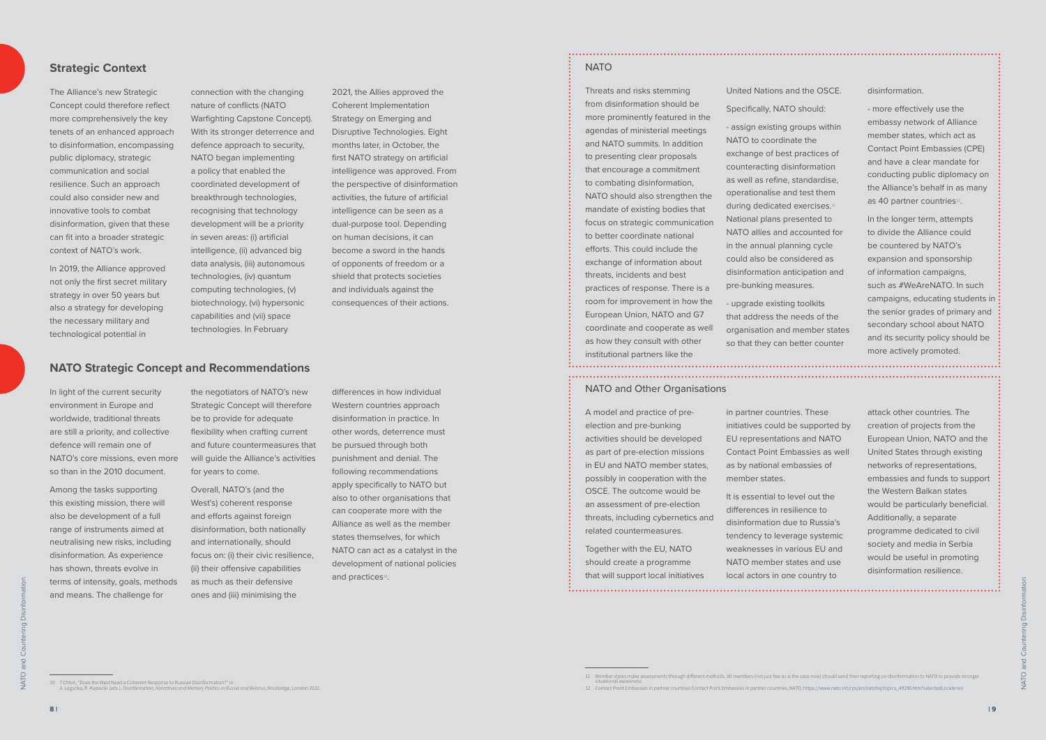## Strategic Context

The Alliance's new Strategic Concept could therefore reflect more comprehensively the key tenets of an enhanced approach to disinformation, encompassing public diplomacy, strategic communication and social resilience. Such an approach could also consider new and innovative tools to combat disinformation, given that these can fit into a broader strategic context of NATO's work.

In 2019, the Alliance approved not only the first secret military strategy in over 50 years but also a strategy for developing the necessary military and technological potential in connection with the changing nature of conflicts (NATO Warfighting Capstone Concept). With its stronger deterrence and defence approach to security, NATO began implementing a policy that enabled the coordinated development of breakthrough technologies, recognising that technology development will be a priority in seven areas: (i) artificial intelligence, (ii) advanced big data analysis, (iii) autonomous technologies, (iv) quantum computing technologies, (v) biotechnology, (vi) hypersonic capabilities and (vii) space technologies. In February 2021, the Allies approved the Coherent Implementation Strategy on Emerging and Disruptive Technologies. Eight months later, in October, the first NATO strategy on artificial intelligence was approved. From the perspective of disinformation activities, the future of artificial intelligence can be seen as a dual-purpose tool. Depending on human decisions, it can become a sword in the hands of opponents of freedom or a shield that protects societies and individuals against the consequences of their actions.

## NATO Strategic Concept and Recommendations

In light of the current security environment in Europe and worldwide, traditional threats are still a priority, and collective defence will remain one of NATO's core missions, even more so than in the 2010 document.

Among the tasks supporting this existing mission, there will also be development of a full range of instruments aimed at neutralising new risks, including disinformation. As experience has shown, threats evolve in terms of intensity, goals, methods and means. The challenge for the negotiators of NATO's new Strategic Concept will therefore be to provide for adequate flexibility when crafting current and future countermeasures that will guide the Alliance's activities for years to come.

Overall, NATO's (and the West's) coherent response and efforts against foreign disinformation, both nationally and internationally, should focus on: (i) their civic resilience, (ii) their offensive capabilities as much as their defensive ones and (iii) minimising the differences in how individual Western countries approach disinformation in practice. In other words, deterrence must be pursued through both punishment and denial. The following recommendations apply specifically to NATO but also to other organisations that can cooperate more with the Alliance as well as the member states themselves, for which NATO can act as a catalyst in the development of national policies and practices[10].

### NATO

Threats and risks stemming from disinformation should be more prominently featured in the agendas of ministerial meetings and NATO summits. In addition to presenting clear proposals that encourage a commitment to combating disinformation, NATO should also strengthen the mandate of existing bodies that focus on strategic communication to better coordinate national efforts. This could include the exchange of information about threats, incidents and best practices of response. There is a room for improvement in how the European Union, NATO and G7 coordinate and cooperate as well as how they consult with other institutional partners like the United Nations and the OSCE.

Specifically, NATO should:

- assign existing groups within NATO to coordinate the exchange of best practices of counteracting disinformation as well as refine, standardise, operationalise and test them during dedicated exercises.[11] National plans presented to NATO allies and accounted for in the annual planning cycle could also be considered as disinformation anticipation and pre-bunking measures.

- upgrade existing toolkits that address the needs of the organisation and member states so that they can better counter disinformation.

- more effectively use the embassy network of Alliance member states, which act as Contact Point Embassies (CPE) and have a clear mandate for conducting public diplomacy on the Alliance's behalf in as many as 40 partner countries[12].

In the longer term, attempts to divide the Alliance could be countered by NATO's expansion and sponsorship of information campaigns, such as #WeAreNATO. In such campaigns, educating students in the senior grades of primary and secondary school about NATO and its security policy should be more actively promoted.

### NATO and Other Organisations

A model and practice of pre-election and pre-bunking activities should be developed as part of pre-election missions in EU and NATO member states, possibly in cooperation with the OSCE. The outcome would be an assessment of pre-election threats, including cybernetics and related countermeasures.

Together with the EU, NATO should create a programme that will support local initiatives in partner countries. These initiatives could be supported by EU representations and NATO Contact Point Embassies as well as by national embassies of member states.

It is essential to level out the differences in resilience to disinformation due to Russia's tendency to leverage systemic weaknesses in various EU and NATO member states and use local actors in one country to attack other countries. The creation of projects from the European Union, NATO and the United States through existing networks of representations, embassies and funds to support the Western Balkan states would be particularly beneficial. Additionally, a separate programme dedicated to civil society and media in Serbia would be useful in promoting disinformation resilience.

---

10 T. Chłoń, "Does the West Need a Coherent Response to Russian Disinformation?" in: A. Legucka, R. Kupiecki (eds.), *Disinformation, Narratives and Memory Politics in Russia and Belarus*, Routledge, London 2022.

11 Member states make assessments through different methods. All members (not just few as is the case now) should send their reporting on disinformation to NATO to provide stronger situational awareness.

12 Contact Point Embassies in partner countries Contact Point Embassies in partner countries, NATO, https://www.nato.int/cps/en/natohq/topics_49190.htm?selectedLocale=en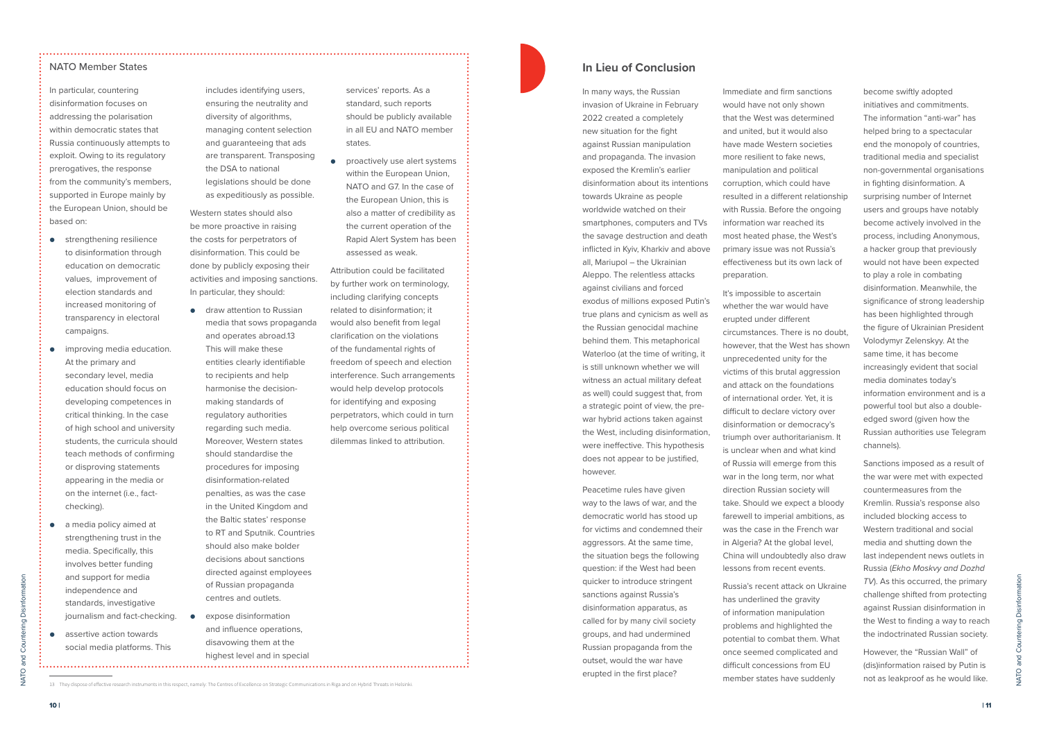## NATO Member States

In particular, countering disinformation focuses on addressing the polarisation within democratic states that Russia continuously attempts to exploit. Owing to its regulatory prerogatives, the response from the community's members, supported in Europe mainly by the European Union, should be based on:

- strengthening resilience to disinformation through education on democratic values, improvement of election standards and increased monitoring of transparency in electoral campaigns.
- improving media education. At the primary and secondary level, media education should focus on developing competences in critical thinking. In the case of high school and university students, the curricula should teach methods of confirming or disproving statements appearing in the media or on the internet (i.e., fact-checking).
- a media policy aimed at strengthening trust in the media. Specifically, this involves better funding and support for media independence and standards, investigative journalism and fact-checking.
- assertive action towards social media platforms. This includes identifying users, ensuring the neutrality and diversity of algorithms, managing content selection and guaranteeing that ads are transparent. Transposing the DSA to national legislations should be done as expeditiously as possible.

Western states should also be more proactive in raising the costs for perpetrators of disinformation. This could be done by publicly exposing their activities and imposing sanctions. In particular, they should:

- draw attention to Russian media that sows propaganda and operates abroad.[13] This will make these entities clearly identifiable to recipients and help harmonise the decision-making standards of regulatory authorities regarding such media. Moreover, Western states should standardise the procedures for imposing disinformation-related penalties, as was the case in the United Kingdom and the Baltic states' response to RT and Sputnik. Countries should also make bolder decisions about sanctions directed against employees of Russian propaganda centres and outlets.
- expose disinformation and influence operations, disavowing them at the highest level and in special services' reports. As a standard, such reports should be publicly available in all EU and NATO member states.
- proactively use alert systems within the European Union, NATO and G7. In the case of the European Union, this is also a matter of credibility as the current operation of the Rapid Alert System has been assessed as weak.

Attribution could be facilitated by further work on terminology, including clarifying concepts related to disinformation; it would also benefit from legal clarification on the violations of the fundamental rights of freedom of speech and election interference. Such arrangements would help develop protocols for identifying and exposing perpetrators, which could in turn help overcome serious political dilemmas linked to attribution.

13 They dispose of effective research instruments in this respect, namely: The Centres of Excellence on Strategic Communications in Riga and on Hybrid Threats in Helsinki.

## In Lieu of Conclusion

In many ways, the Russian invasion of Ukraine in February 2022 created a completely new situation for the fight against Russian manipulation and propaganda. The invasion exposed the Kremlin's earlier disinformation about its intentions towards Ukraine as people worldwide watched on their smartphones, computers and TVs the savage destruction and death inflicted in Kyiv, Kharkiv and above all, Mariupol – the Ukrainian Aleppo. The relentless attacks against civilians and forced exodus of millions exposed Putin's true plans and cynicism as well as the Russian genocidal machine behind them. This metaphorical Waterloo (at the time of writing, it is still unknown whether we will witness an actual military defeat as well) could suggest that, from a strategic point of view, the pre-war hybrid actions taken against the West, including disinformation, were ineffective. This hypothesis does not appear to be justified, however.

Peacetime rules have given way to the laws of war, and the democratic world has stood up for victims and condemned their aggressors. At the same time, the situation begs the following question: if the West had been quicker to introduce stringent sanctions against Russia's disinformation apparatus, as called for by many civil society groups, and had undermined Russian propaganda from the outset, would the war have erupted in the first place? Immediate and firm sanctions would have not only shown that the West was determined and united, but it would also have made Western societies more resilient to fake news, manipulation and political corruption, which could have resulted in a different relationship with Russia. Before the ongoing information war reached its most heated phase, the West's primary issue was not Russia's effectiveness but its own lack of preparation.

It's impossible to ascertain whether the war would have erupted under different circumstances. There is no doubt, however, that the West has shown unprecedented unity for the victims of this brutal aggression and attack on the foundations of international order. Yet, it is difficult to declare victory over disinformation or democracy's triumph over authoritarianism. It is unclear when and what kind of Russia will emerge from this war in the long term, nor what direction Russian society will take. Should we expect a bloody farewell to imperial ambitions, as was the case in the French war in Algeria? At the global level, China will undoubtedly also draw lessons from recent events.

Russia's recent attack on Ukraine has underlined the gravity of information manipulation problems and highlighted the potential to combat them. What once seemed complicated and difficult concessions from EU member states have suddenly become swiftly adopted initiatives and commitments. The information "anti-war" has helped bring to a spectacular end the monopoly of countries, traditional media and specialist non-governmental organisations in fighting disinformation. A surprising number of Internet users and groups have notably become actively involved in the process, including Anonymous, a hacker group that previously would not have been expected to play a role in combating disinformation. Meanwhile, the significance of strong leadership has been highlighted through the figure of Ukrainian President Volodymyr Zelenskyy. At the same time, it has become increasingly evident that social media dominates today's information environment and is a powerful tool but also a double-edged sword (given how the Russian authorities use Telegram channels).

Sanctions imposed as a result of the war were met with expected countermeasures from the Kremlin. Russia's response also included blocking access to Western traditional and social media and shutting down the last independent news outlets in Russia (*Ekho Moskvy and Dozhd TV*). As this occurred, the primary challenge shifted from protecting against Russian disinformation in the West to finding a way to reach the indoctrinated Russian society.

However, the "Russian Wall" of (dis)information raised by Putin is not as leakproof as he would like.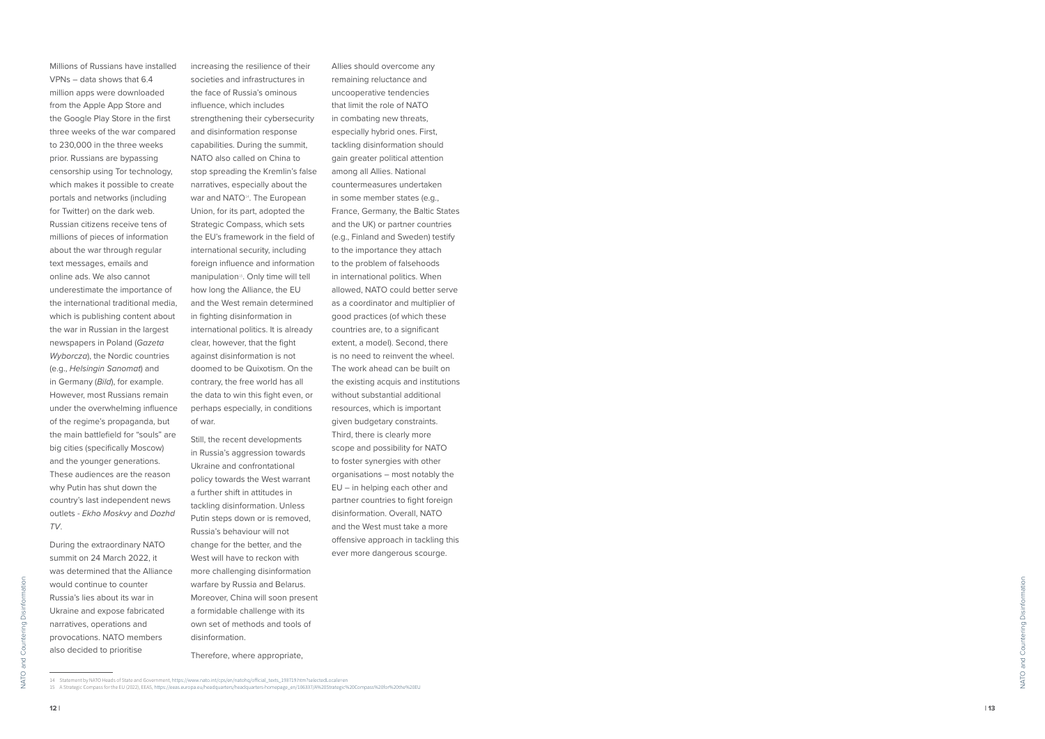Millions of Russians have installed VPNs – data shows that 6.4 million apps were downloaded from the Apple App Store and the Google Play Store in the first three weeks of the war compared to 230,000 in the three weeks prior. Russians are bypassing censorship using Tor technology, which makes it possible to create portals and networks (including for Twitter) on the dark web. Russian citizens receive tens of millions of pieces of information about the war through regular text messages, emails and online ads. We also cannot underestimate the importance of the international traditional media, which is publishing content about the war in Russian in the largest newspapers in Poland (*Gazeta Wyborcza*), the Nordic countries (e.g., *Helsingin Sanomat*) and in Germany (*Bild*), for example. However, most Russians remain under the overwhelming influence of the regime's propaganda, but the main battlefield for "souls" are big cities (specifically Moscow) and the younger generations. These audiences are the reason why Putin has shut down the country's last independent news outlets - *Ekho Moskvy* and *Dozhd TV*.

During the extraordinary NATO summit on 24 March 2022, it was determined that the Alliance would continue to counter Russia's lies about its war in Ukraine and expose fabricated narratives, operations and provocations. NATO members also decided to prioritise increasing the resilience of their societies and infrastructures in the face of Russia's ominous influence, which includes strengthening their cybersecurity and disinformation response capabilities. During the summit, NATO also called on China to stop spreading the Kremlin's false narratives, especially about the war and NATO[14]. The European Union, for its part, adopted the Strategic Compass, which sets the EU's framework in the field of international security, including foreign influence and information manipulation[15]. Only time will tell how long the Alliance, the EU and the West remain determined in fighting disinformation in international politics. It is already clear, however, that the fight against disinformation is not doomed to be Quixotism. On the contrary, the free world has all the data to win this fight even, or perhaps especially, in conditions of war.

Still, the recent developments in Russia's aggression towards Ukraine and confrontational policy towards the West warrant a further shift in attitudes in tackling disinformation. Unless Putin steps down or is removed, Russia's behaviour will not change for the better, and the West will have to reckon with more challenging disinformation warfare by Russia and Belarus. Moreover, China will soon present a formidable challenge with its own set of methods and tools of disinformation.

Therefore, where appropriate, Allies should overcome any remaining reluctance and uncooperative tendencies that limit the role of NATO in combating new threats, especially hybrid ones. First, tackling disinformation should gain greater political attention among all Allies. National countermeasures undertaken in some member states (e.g., France, Germany, the Baltic States and the UK) or partner countries (e.g., Finland and Sweden) testify to the importance they attach to the problem of falsehoods in international politics. When allowed, NATO could better serve as a coordinator and multiplier of good practices (of which these countries are, to a significant extent, a model). Second, there is no need to reinvent the wheel. The work ahead can be built on the existing acquis and institutions without substantial additional resources, which is important given budgetary constraints. Third, there is clearly more scope and possibility for NATO to foster synergies with other organisations – most notably the EU – in helping each other and partner countries to fight foreign disinformation. Overall, NATO and the West must take a more offensive approach in tackling this ever more dangerous scourge.

---

14 Statement by NATO Heads of State and Government, https://www.nato.int/cps/en/natohq/official_texts_193719.htm?selectedLocale=en

15 A Strategic Compass for the EU (2022), EEAS, https://eeas.europa.eu/headquarters/headquarters-homepage_en/106337/A%20Strategic%20Compass%20for%20the%20EU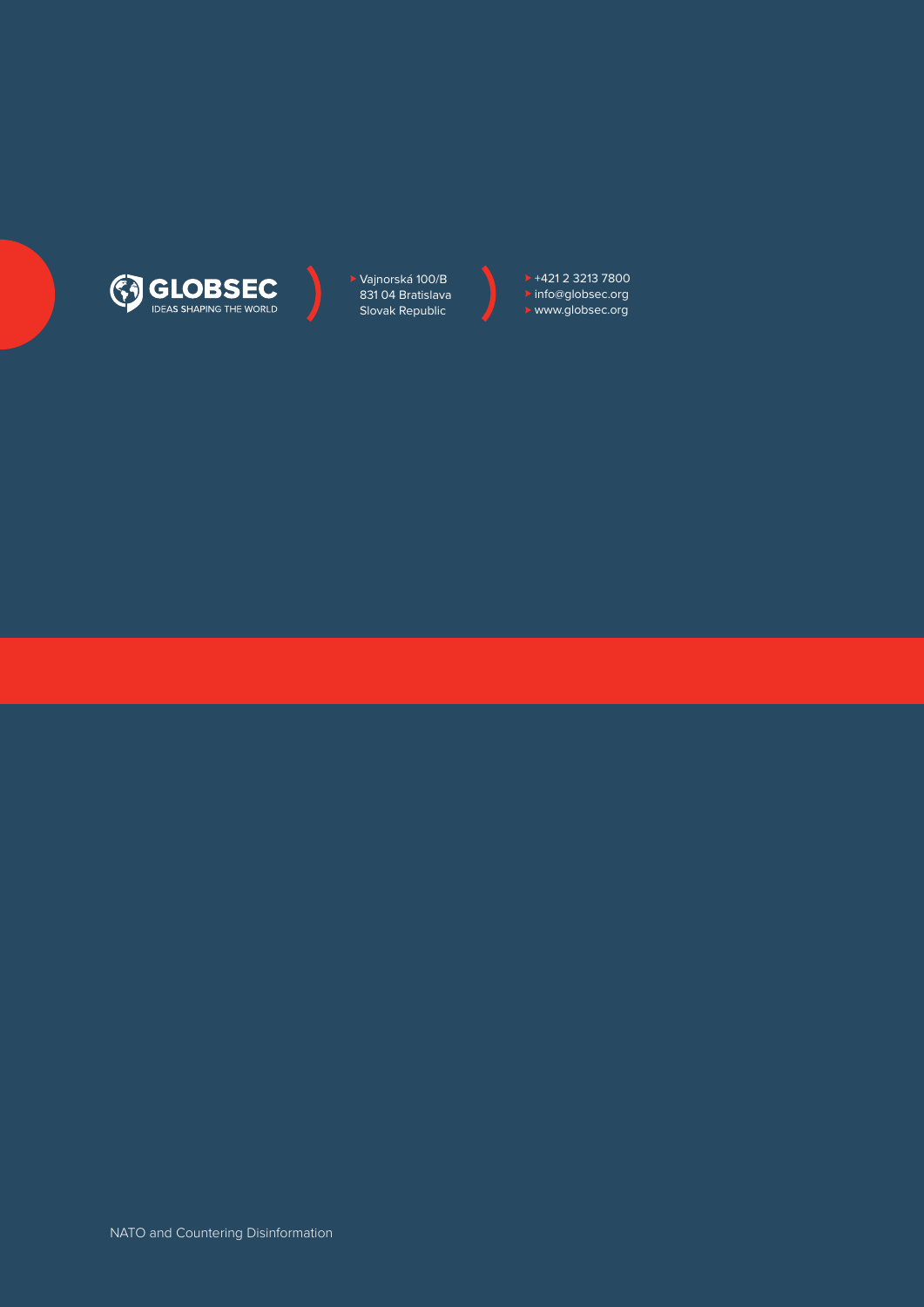GLOBSEC
IDEAS SHAPING THE WORLD

Vajnorská 100/B
831 04 Bratislava
Slovak Republic

+421 2 3213 7800
info@globsec.org
www.globsec.org